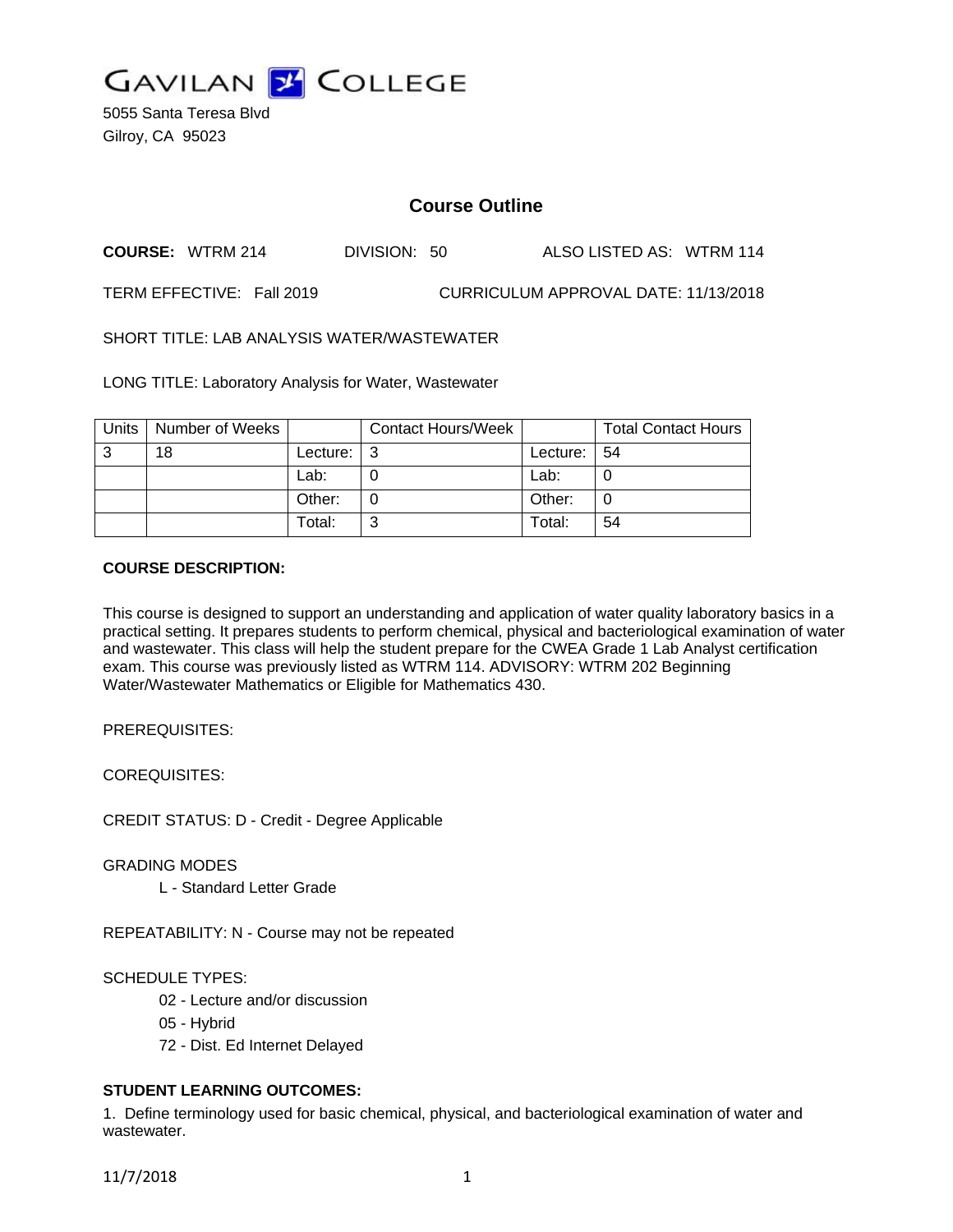# GAVILAN COLLEGE

5055 Santa Teresa Blvd
Gilroy, CA 95023

## Course Outline

**COURSE:** WTRM 214 DIVISION: 50 ALSO LISTED AS: WTRM 114

TERM EFFECTIVE: Fall 2019 CURRICULUM APPROVAL DATE: 11/13/2018

SHORT TITLE: LAB ANALYSIS WATER/WASTEWATER

LONG TITLE: Laboratory Analysis for Water, Wastewater

| Units | Number of Weeks | | Contact Hours/Week | | Total Contact Hours |
|---|---|---|---|---|---|
| 3 | 18 | Lecture: | 3 | Lecture: | 54 |
| | | Lab: | 0 | Lab: | 0 |
| | | Other: | 0 | Other: | 0 |
| | | Total: | 3 | Total: | 54 |

**COURSE DESCRIPTION:**

This course is designed to support an understanding and application of water quality laboratory basics in a practical setting. It prepares students to perform chemical, physical and bacteriological examination of water and wastewater. This class will help the student prepare for the CWEA Grade 1 Lab Analyst certification exam. This course was previously listed as WTRM 114. ADVISORY: WTRM 202 Beginning Water/Wastewater Mathematics or Eligible for Mathematics 430.

PREREQUISITES:

COREQUISITES:

CREDIT STATUS: D - Credit - Degree Applicable

GRADING MODES

L - Standard Letter Grade

REPEATABILITY: N - Course may not be repeated

SCHEDULE TYPES:

02 - Lecture and/or discussion

05 - Hybrid

72 - Dist. Ed Internet Delayed

**STUDENT LEARNING OUTCOMES:**

1. Define terminology used for basic chemical, physical, and bacteriological examination of water and wastewater.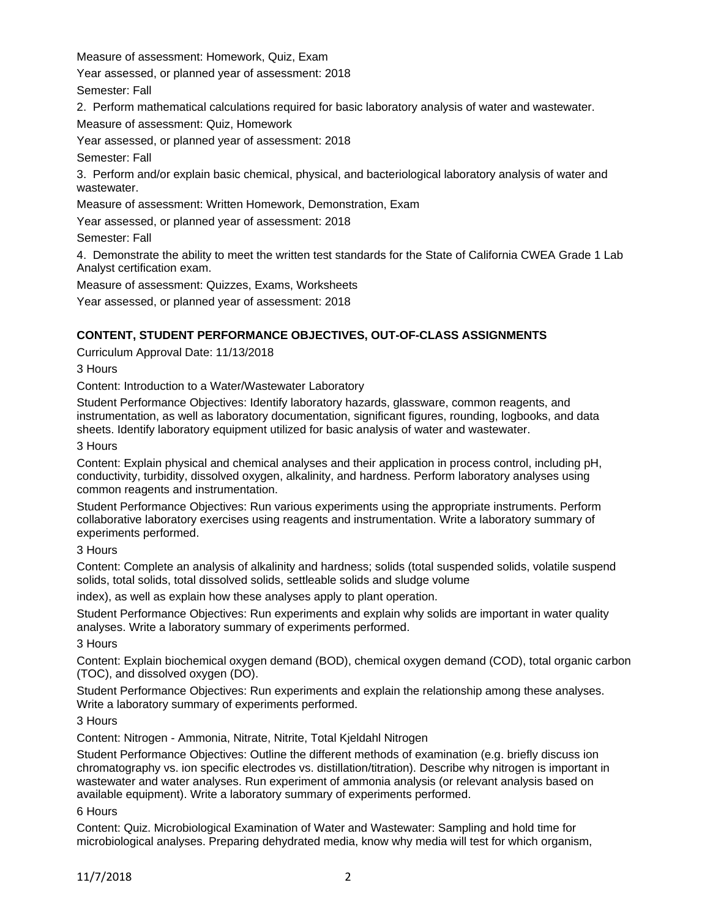Measure of assessment: Homework, Quiz, Exam

Year assessed, or planned year of assessment: 2018

Semester: Fall

2. Perform mathematical calculations required for basic laboratory analysis of water and wastewater.

Measure of assessment: Quiz, Homework

Year assessed, or planned year of assessment: 2018

Semester: Fall

3. Perform and/or explain basic chemical, physical, and bacteriological laboratory analysis of water and wastewater.

Measure of assessment: Written Homework, Demonstration, Exam

Year assessed, or planned year of assessment: 2018

Semester: Fall

4. Demonstrate the ability to meet the written test standards for the State of California CWEA Grade 1 Lab Analyst certification exam.

Measure of assessment: Quizzes, Exams, Worksheets

Year assessed, or planned year of assessment: 2018

### CONTENT, STUDENT PERFORMANCE OBJECTIVES, OUT-OF-CLASS ASSIGNMENTS

Curriculum Approval Date: 11/13/2018

3 Hours

Content: Introduction to a Water/Wastewater Laboratory

Student Performance Objectives: Identify laboratory hazards, glassware, common reagents, and instrumentation, as well as laboratory documentation, significant figures, rounding, logbooks, and data sheets. Identify laboratory equipment utilized for basic analysis of water and wastewater.

3 Hours

Content: Explain physical and chemical analyses and their application in process control, including pH, conductivity, turbidity, dissolved oxygen, alkalinity, and hardness. Perform laboratory analyses using common reagents and instrumentation.

Student Performance Objectives: Run various experiments using the appropriate instruments. Perform collaborative laboratory exercises using reagents and instrumentation. Write a laboratory summary of experiments performed.

3 Hours

Content: Complete an analysis of alkalinity and hardness; solids (total suspended solids, volatile suspend solids, total solids, total dissolved solids, settleable solids and sludge volume index), as well as explain how these analyses apply to plant operation.

Student Performance Objectives: Run experiments and explain why solids are important in water quality analyses. Write a laboratory summary of experiments performed.

3 Hours

Content: Explain biochemical oxygen demand (BOD), chemical oxygen demand (COD), total organic carbon (TOC), and dissolved oxygen (DO).

Student Performance Objectives: Run experiments and explain the relationship among these analyses. Write a laboratory summary of experiments performed.

3 Hours

Content: Nitrogen - Ammonia, Nitrate, Nitrite, Total Kjeldahl Nitrogen

Student Performance Objectives: Outline the different methods of examination (e.g. briefly discuss ion chromatography vs. ion specific electrodes vs. distillation/titration). Describe why nitrogen is important in wastewater and water analyses. Run experiment of ammonia analysis (or relevant analysis based on available equipment). Write a laboratory summary of experiments performed.

6 Hours

Content: Quiz. Microbiological Examination of Water and Wastewater: Sampling and hold time for microbiological analyses. Preparing dehydrated media, know why media will test for which organism,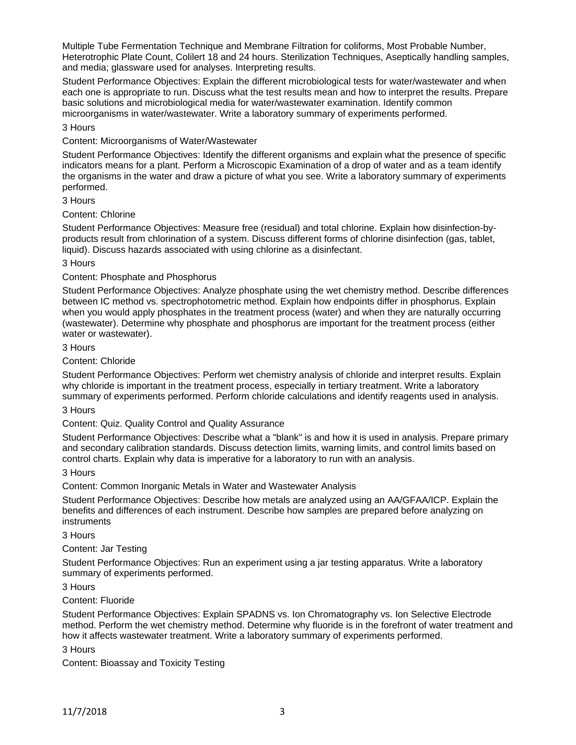Multiple Tube Fermentation Technique and Membrane Filtration for coliforms, Most Probable Number, Heterotrophic Plate Count, Colilert 18 and 24 hours. Sterilization Techniques, Aseptically handling samples, and media; glassware used for analyses. Interpreting results.

Student Performance Objectives: Explain the different microbiological tests for water/wastewater and when each one is appropriate to run. Discuss what the test results mean and how to interpret the results. Prepare basic solutions and microbiological media for water/wastewater examination. Identify common microorganisms in water/wastewater. Write a laboratory summary of experiments performed.

3 Hours

Content: Microorganisms of Water/Wastewater

Student Performance Objectives: Identify the different organisms and explain what the presence of specific indicators means for a plant. Perform a Microscopic Examination of a drop of water and as a team identify the organisms in the water and draw a picture of what you see. Write a laboratory summary of experiments performed.

3 Hours

Content: Chlorine

Student Performance Objectives: Measure free (residual) and total chlorine. Explain how disinfection-by-products result from chlorination of a system. Discuss different forms of chlorine disinfection (gas, tablet, liquid). Discuss hazards associated with using chlorine as a disinfectant.

3 Hours

Content: Phosphate and Phosphorus

Student Performance Objectives: Analyze phosphate using the wet chemistry method. Describe differences between IC method vs. spectrophotometric method. Explain how endpoints differ in phosphorus. Explain when you would apply phosphates in the treatment process (water) and when they are naturally occurring (wastewater). Determine why phosphate and phosphorus are important for the treatment process (either water or wastewater).

3 Hours

Content: Chloride

Student Performance Objectives: Perform wet chemistry analysis of chloride and interpret results. Explain why chloride is important in the treatment process, especially in tertiary treatment. Write a laboratory summary of experiments performed. Perform chloride calculations and identify reagents used in analysis.

3 Hours

Content: Quiz. Quality Control and Quality Assurance

Student Performance Objectives: Describe what a "blank" is and how it is used in analysis. Prepare primary and secondary calibration standards. Discuss detection limits, warning limits, and control limits based on control charts. Explain why data is imperative for a laboratory to run with an analysis.

3 Hours

Content: Common Inorganic Metals in Water and Wastewater Analysis

Student Performance Objectives: Describe how metals are analyzed using an AA/GFAA/ICP. Explain the benefits and differences of each instrument. Describe how samples are prepared before analyzing on instruments

3 Hours

Content: Jar Testing

Student Performance Objectives: Run an experiment using a jar testing apparatus. Write a laboratory summary of experiments performed.

3 Hours

Content: Fluoride

Student Performance Objectives: Explain SPADNS vs. Ion Chromatography vs. Ion Selective Electrode method. Perform the wet chemistry method. Determine why fluoride is in the forefront of water treatment and how it affects wastewater treatment. Write a laboratory summary of experiments performed.

3 Hours

Content: Bioassay and Toxicity Testing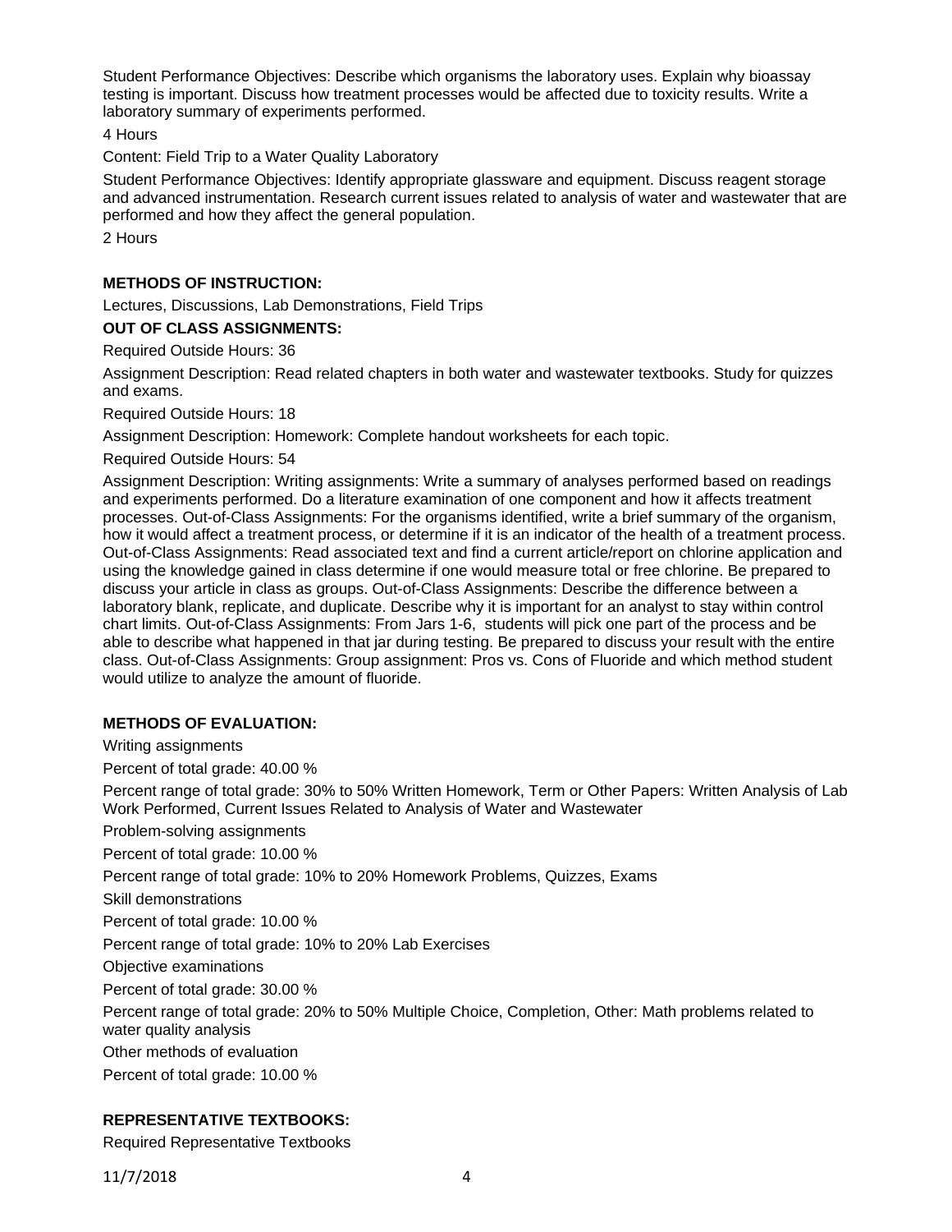Student Performance Objectives: Describe which organisms the laboratory uses. Explain why bioassay testing is important. Discuss how treatment processes would be affected due to toxicity results. Write a laboratory summary of experiments performed.

4 Hours

Content: Field Trip to a Water Quality Laboratory

Student Performance Objectives: Identify appropriate glassware and equipment. Discuss reagent storage and advanced instrumentation. Research current issues related to analysis of water and wastewater that are performed and how they affect the general population.

2 Hours

**METHODS OF INSTRUCTION:**

Lectures, Discussions, Lab Demonstrations, Field Trips

**OUT OF CLASS ASSIGNMENTS:**

Required Outside Hours: 36

Assignment Description: Read related chapters in both water and wastewater textbooks. Study for quizzes and exams.

Required Outside Hours: 18

Assignment Description: Homework: Complete handout worksheets for each topic.

Required Outside Hours: 54

Assignment Description: Writing assignments: Write a summary of analyses performed based on readings and experiments performed. Do a literature examination of one component and how it affects treatment processes. Out-of-Class Assignments: For the organisms identified, write a brief summary of the organism, how it would affect a treatment process, or determine if it is an indicator of the health of a treatment process. Out-of-Class Assignments: Read associated text and find a current article/report on chlorine application and using the knowledge gained in class determine if one would measure total or free chlorine. Be prepared to discuss your article in class as groups. Out-of-Class Assignments: Describe the difference between a laboratory blank, replicate, and duplicate. Describe why it is important for an analyst to stay within control chart limits. Out-of-Class Assignments: From Jars 1-6, students will pick one part of the process and be able to describe what happened in that jar during testing. Be prepared to discuss your result with the entire class. Out-of-Class Assignments: Group assignment: Pros vs. Cons of Fluoride and which method student would utilize to analyze the amount of fluoride.

**METHODS OF EVALUATION:**

Writing assignments

Percent of total grade: 40.00 %

Percent range of total grade: 30% to 50% Written Homework, Term or Other Papers: Written Analysis of Lab Work Performed, Current Issues Related to Analysis of Water and Wastewater

Problem-solving assignments

Percent of total grade: 10.00 %

Percent range of total grade: 10% to 20% Homework Problems, Quizzes, Exams

Skill demonstrations

Percent of total grade: 10.00 %

Percent range of total grade: 10% to 20% Lab Exercises

Objective examinations

Percent of total grade: 30.00 %

Percent range of total grade: 20% to 50% Multiple Choice, Completion, Other: Math problems related to water quality analysis

Other methods of evaluation

Percent of total grade: 10.00 %

**REPRESENTATIVE TEXTBOOKS:**

Required Representative Textbooks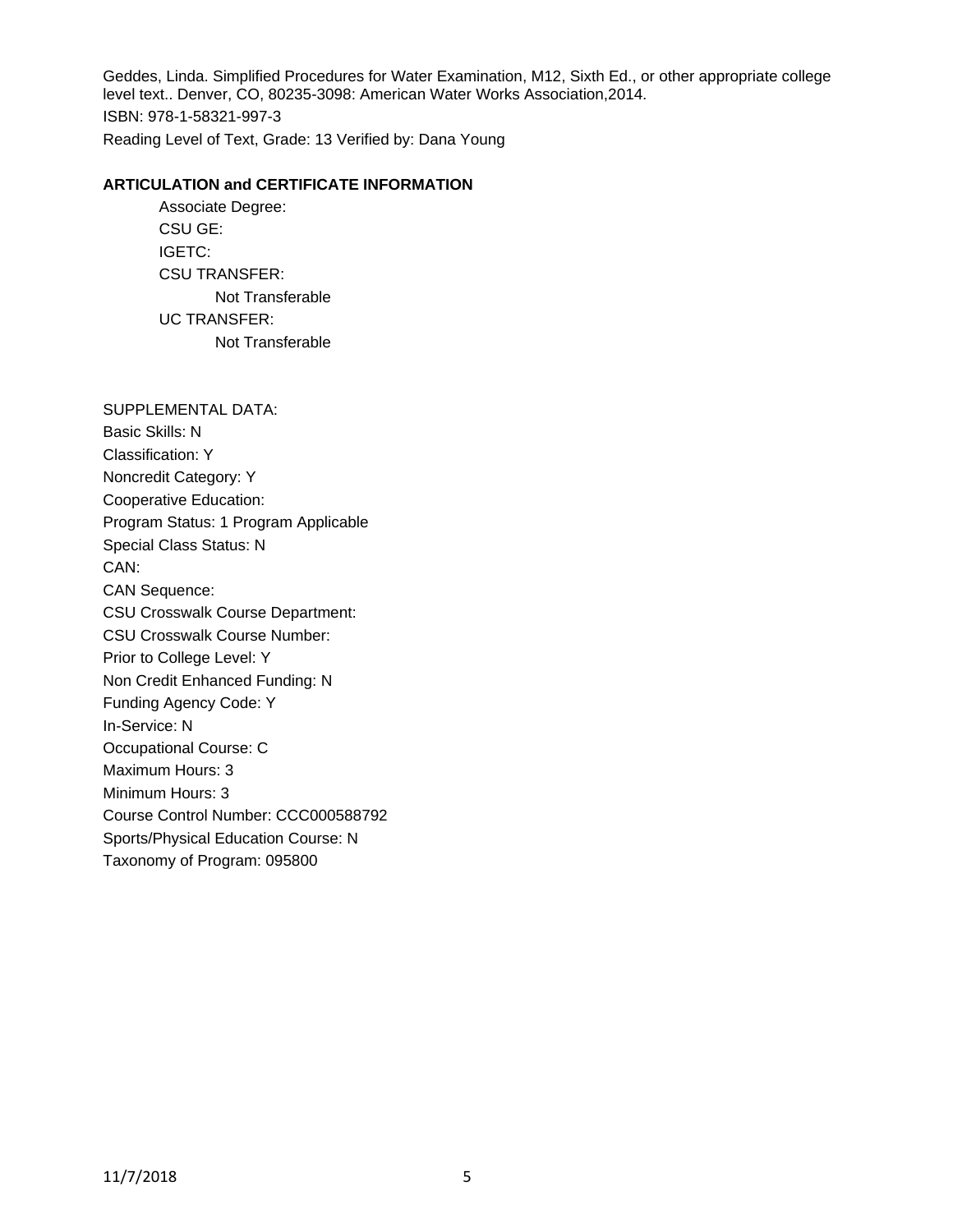Geddes, Linda. Simplified Procedures for Water Examination, M12, Sixth Ed., or other appropriate college level text.. Denver, CO, 80235-3098: American Water Works Association,2014.

ISBN: 978-1-58321-997-3

Reading Level of Text, Grade: 13 Verified by: Dana Young

**ARTICULATION and CERTIFICATE INFORMATION**

Associate Degree:

CSU GE:

IGETC:

CSU TRANSFER:

Not Transferable

UC TRANSFER:

Not Transferable

SUPPLEMENTAL DATA:

Basic Skills: N

Classification: Y

Noncredit Category: Y

Cooperative Education:

Program Status: 1 Program Applicable

Special Class Status: N

CAN:

CAN Sequence:

CSU Crosswalk Course Department:

CSU Crosswalk Course Number:

Prior to College Level: Y

Non Credit Enhanced Funding: N

Funding Agency Code: Y

In-Service: N

Occupational Course: C

Maximum Hours: 3

Minimum Hours: 3

Course Control Number: CCC000588792

Sports/Physical Education Course: N

Taxonomy of Program: 095800